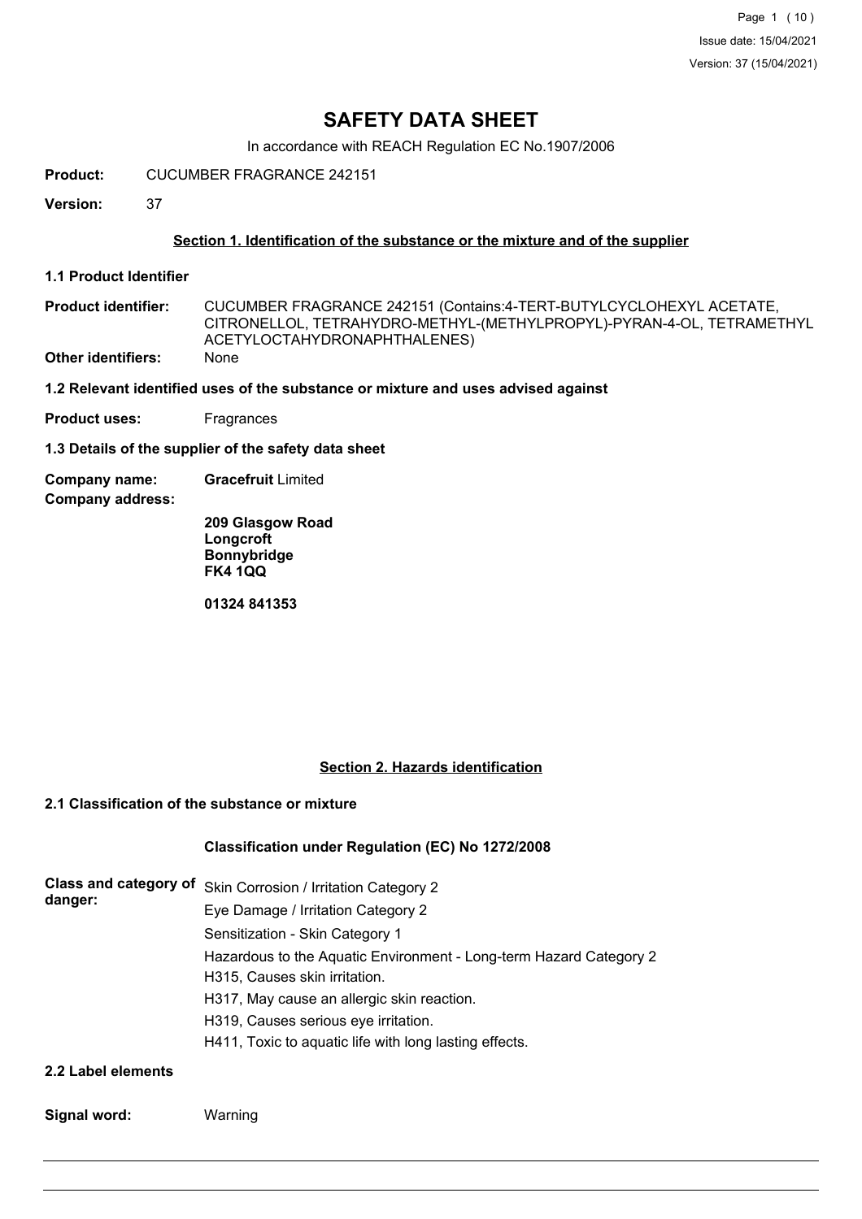# SAFETY DATA SHEET

In accordance with REACH Regulation EC No.1907/2006

**Product:** CUCUMBER FRAGRANCE 242151

**Version:** 37

## Section 1. Identification of the substance or the mixture and of the supplier

### 1.1 Product Identifier

**Product identifier:** CUCUMBER FRAGRANCE 242151 (Contains:4-TERT-BUTYLCYCLOHEXYL ACETATE, CITRONELLOL, TETRAHYDRO-METHYL-(METHYLPROPYL)-PYRAN-4-OL, TETRAMETHYL ACETYLOCTAHYDRONAPHTHALENES)

**Other identifiers:** None

### 1.2 Relevant identified uses of the substance or mixture and uses advised against

**Product uses:** Fragrances

### 1.3 Details of the supplier of the safety data sheet

**Company name:** **Gracefruit** Limited

**Company address:**

**209 Glasgow Road**
**Longcroft**
**Bonnybridge**
**FK4 1QQ**

**01324 841353**

## Section 2. Hazards identification

### 2.1 Classification of the substance or mixture

**Classification under Regulation (EC) No 1272/2008**

**Class and category of danger:**

Skin Corrosion / Irritation Category 2
Eye Damage / Irritation Category 2
Sensitization - Skin Category 1
Hazardous to the Aquatic Environment - Long-term Hazard Category 2
H315, Causes skin irritation.
H317, May cause an allergic skin reaction.
H319, Causes serious eye irritation.
H411, Toxic to aquatic life with long lasting effects.

### 2.2 Label elements

**Signal word:** Warning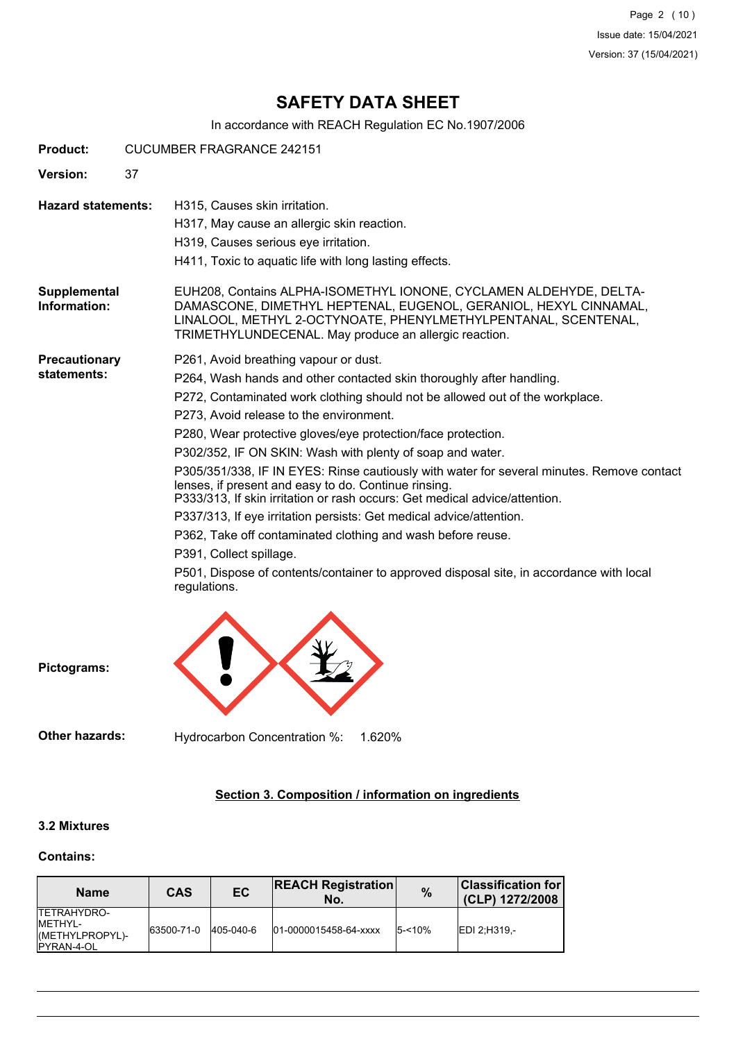# SAFETY DATA SHEET

In accordance with REACH Regulation EC No.1907/2006

**Product:** CUCUMBER FRAGRANCE 242151

**Version:** 37

**Hazard statements:**

H315, Causes skin irritation.
H317, May cause an allergic skin reaction.
H319, Causes serious eye irritation.
H411, Toxic to aquatic life with long lasting effects.

**Supplemental Information:**

EUH208, Contains ALPHA-ISOMETHYL IONONE, CYCLAMEN ALDEHYDE, DELTA-DAMASCONE, DIMETHYL HEPTENAL, EUGENOL, GERANIOL, HEXYL CINNAMAL, LINALOOL, METHYL 2-OCTYNOATE, PHENYLMETHYLPENTANAL, SCENTENAL, TRIMETHYLUNDECENAL. May produce an allergic reaction.

**Precautionary statements:**

P261, Avoid breathing vapour or dust.
P264, Wash hands and other contacted skin thoroughly after handling.
P272, Contaminated work clothing should not be allowed out of the workplace.
P273, Avoid release to the environment.
P280, Wear protective gloves/eye protection/face protection.
P302/352, IF ON SKIN: Wash with plenty of soap and water.
P305/351/338, IF IN EYES: Rinse cautiously with water for several minutes. Remove contact lenses, if present and easy to do. Continue rinsing.
P333/313, If skin irritation or rash occurs: Get medical advice/attention.
P337/313, If eye irritation persists: Get medical advice/attention.
P362, Take off contaminated clothing and wash before reuse.
P391, Collect spillage.
P501, Dispose of contents/container to approved disposal site, in accordance with local regulations.

**Pictograms:**

**Other hazards:** Hydrocarbon Concentration %: 1.620%

## Section 3. Composition / information on ingredients

### 3.2 Mixtures

**Contains:**

| Name | CAS | EC | REACH Registration No. | % | Classification for (CLP) 1272/2008 |
|---|---|---|---|---|---|
| TETRAHYDRO-METHYL-(METHYLPROPYL)-PYRAN-4-OL | 63500-71-0 | 405-040-6 | 01-0000015458-64-xxxx | 5-<10% | EDI 2;H319,- |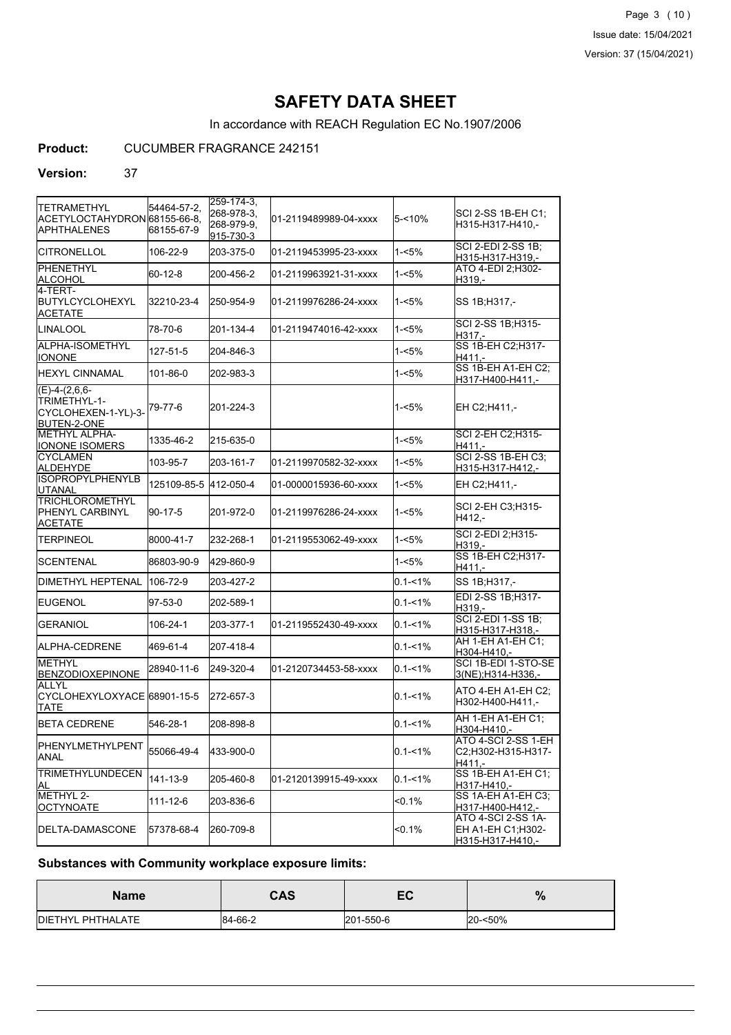# SAFETY DATA SHEET

In accordance with REACH Regulation EC No.1907/2006

**Product:** CUCUMBER FRAGRANCE 242151

**Version:** 37

| | | | | | |
|---|---|---|---|---|---|
| TETRAMETHYL ACETYLOCTAHYDRONAPHTHALENES | 54464-57-2, 68155-66-8, 68155-67-9 | 259-174-3, 268-978-3, 268-979-9, 915-730-3 | 01-2119489989-04-xxxx | 5-<10% | SCI 2-SS 1B-EH C1;H315-H317-H410,- |
| CITRONELLOL | 106-22-9 | 203-375-0 | 01-2119453995-23-xxxx | 1-<5% | SCI 2-EDI 2-SS 1B;H315-H317-H319,- |
| PHENETHYL ALCOHOL | 60-12-8 | 200-456-2 | 01-2119963921-31-xxxx | 1-<5% | ATO 4-EDI 2;H302-H319,- |
| 4-TERT-BUTYLCYCLOHEXYL ACETATE | 32210-23-4 | 250-954-9 | 01-2119976286-24-xxxx | 1-<5% | SS 1B;H317,- |
| LINALOOL | 78-70-6 | 201-134-4 | 01-2119474016-42-xxxx | 1-<5% | SCI 2-SS 1B;H315-H317,- |
| ALPHA-ISOMETHYL IONONE | 127-51-5 | 204-846-3 | | 1-<5% | SS 1B-EH C2;H317-H411,- |
| HEXYL CINNAMAL | 101-86-0 | 202-983-3 | | 1-<5% | SS 1B-EH A1-EH C2;H317-H400-H411,- |
| (E)-4-(2,6,6-TRIMETHYL-1-CYCLOHEXEN-1-YL)-3-BUTEN-2-ONE | 79-77-6 | 201-224-3 | | 1-<5% | EH C2;H411,- |
| METHYL ALPHA-IONONE ISOMERS | 1335-46-2 | 215-635-0 | | 1-<5% | SCI 2-EH C2;H315-H411,- |
| CYCLAMEN ALDEHYDE | 103-95-7 | 203-161-7 | 01-2119970582-32-xxxx | 1-<5% | SCI 2-SS 1B-EH C3;H315-H317-H412,- |
| ISOPROPYLPHENYLBUTANAL | 125109-85-5 | 412-050-4 | 01-0000015936-60-xxxx | 1-<5% | EH C2;H411,- |
| TRICHLOROMETHYL PHENYL CARBINYL ACETATE | 90-17-5 | 201-972-0 | 01-2119976286-24-xxxx | 1-<5% | SCI 2-EH C3;H315-H412,- |
| TERPINEOL | 8000-41-7 | 232-268-1 | 01-2119553062-49-xxxx | 1-<5% | SCI 2-EDI 2;H315-H319,- |
| SCENTENAL | 86803-90-9 | 429-860-9 | | 1-<5% | SS 1B-EH C2;H317-H411,- |
| DIMETHYL HEPTENAL | 106-72-9 | 203-427-2 | | 0.1-<1% | SS 1B;H317,- |
| EUGENOL | 97-53-0 | 202-589-1 | | 0.1-<1% | EDI 2-SS 1B;H317-H319,- |
| GERANIOL | 106-24-1 | 203-377-1 | 01-2119552430-49-xxxx | 0.1-<1% | SCI 2-EDI 1-SS 1B;H315-H317-H318,- |
| ALPHA-CEDRENE | 469-61-4 | 207-418-4 | | 0.1-<1% | AH 1-EH A1-EH C1;H304-H410,- |
| METHYL BENZODIOXEPINONE | 28940-11-6 | 249-320-4 | 01-2120734453-58-xxxx | 0.1-<1% | SCI 1B-EDI 1-STO-SE 3(NE);H314-H336,- |
| ALLYL CYCLOHEXYLOXYACETATE | 68901-15-5 | 272-657-3 | | 0.1-<1% | ATO 4-EH A1-EH C2;H302-H400-H411,- |
| BETA CEDRENE | 546-28-1 | 208-898-8 | | 0.1-<1% | AH 1-EH A1-EH C1;H304-H410,- |
| PHENYLMETHYLPENTANAL | 55066-49-4 | 433-900-0 | | 0.1-<1% | ATO 4-SCI 2-SS 1-EH C2;H302-H315-H317-H411,- |
| TRIMETHYLUNDECENAL | 141-13-9 | 205-460-8 | 01-2120139915-49-xxxx | 0.1-<1% | SS 1B-EH A1-EH C1;H317-H410,- |
| METHYL 2-OCTYNOATE | 111-12-6 | 203-836-6 | | <0.1% | SS 1A-EH A1-EH C3;H317-H400-H412,- |
| DELTA-DAMASCONE | 57378-68-4 | 260-709-8 | | <0.1% | ATO 4-SCI 2-SS 1A-EH A1-EH C1;H302-H315-H317-H410,- |

**Substances with Community workplace exposure limits:**

| Name | CAS | EC | % |
|---|---|---|---|
| DIETHYL PHTHALATE | 84-66-2 | 201-550-6 | 20-<50% |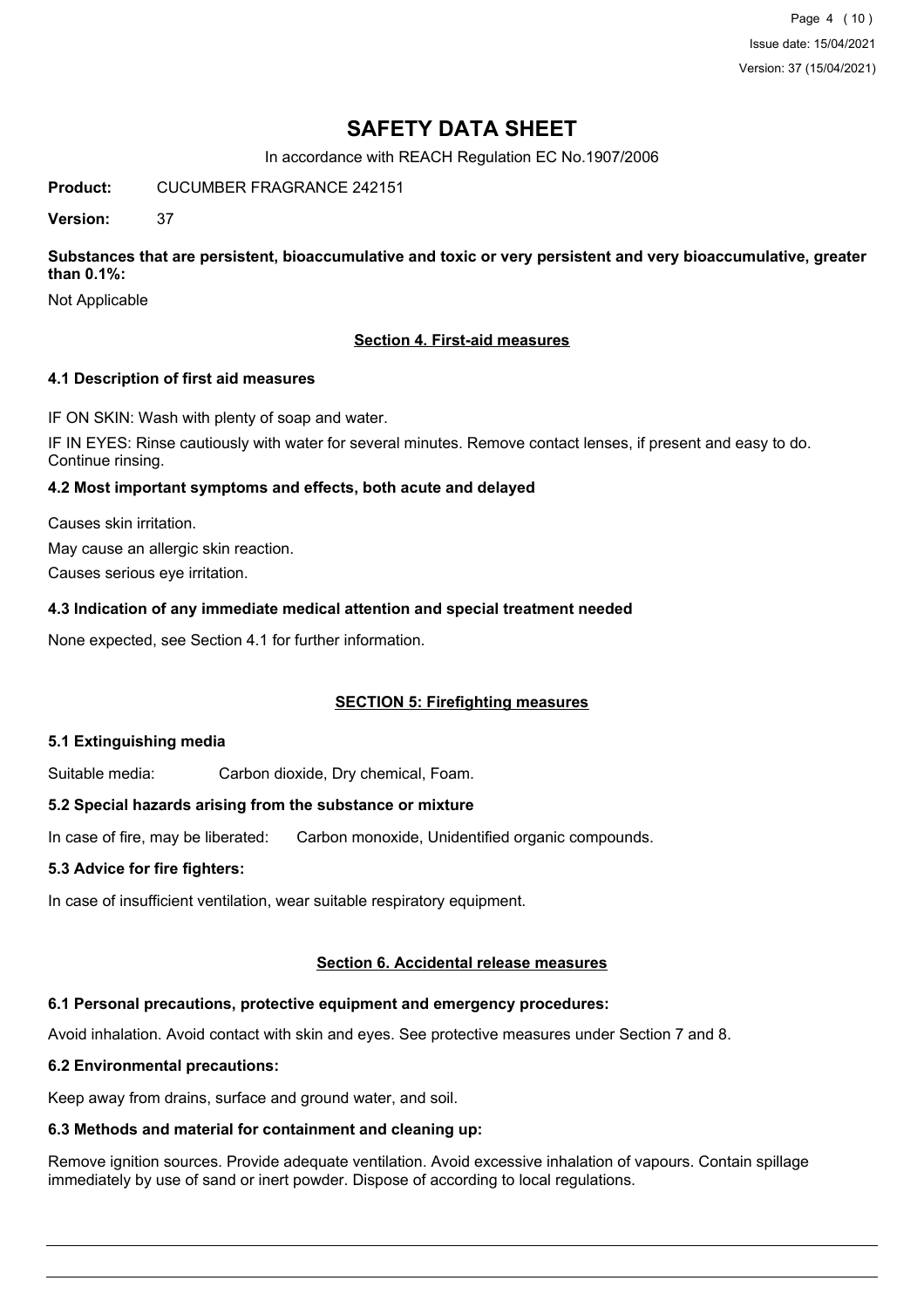# SAFETY DATA SHEET

In accordance with REACH Regulation EC No.1907/2006

**Product:** CUCUMBER FRAGRANCE 242151

**Version:** 37

**Substances that are persistent, bioaccumulative and toxic or very persistent and very bioaccumulative, greater than 0.1%:**

Not Applicable

## Section 4. First-aid measures

### 4.1 Description of first aid measures

IF ON SKIN: Wash with plenty of soap and water.

IF IN EYES: Rinse cautiously with water for several minutes. Remove contact lenses, if present and easy to do. Continue rinsing.

### 4.2 Most important symptoms and effects, both acute and delayed

Causes skin irritation.

May cause an allergic skin reaction.

Causes serious eye irritation.

### 4.3 Indication of any immediate medical attention and special treatment needed

None expected, see Section 4.1 for further information.

## SECTION 5: Firefighting measures

### 5.1 Extinguishing media

Suitable media: Carbon dioxide, Dry chemical, Foam.

### 5.2 Special hazards arising from the substance or mixture

In case of fire, may be liberated: Carbon monoxide, Unidentified organic compounds.

### 5.3 Advice for fire fighters:

In case of insufficient ventilation, wear suitable respiratory equipment.

## Section 6. Accidental release measures

### 6.1 Personal precautions, protective equipment and emergency procedures:

Avoid inhalation. Avoid contact with skin and eyes. See protective measures under Section 7 and 8.

### 6.2 Environmental precautions:

Keep away from drains, surface and ground water, and soil.

### 6.3 Methods and material for containment and cleaning up:

Remove ignition sources. Provide adequate ventilation. Avoid excessive inhalation of vapours. Contain spillage immediately by use of sand or inert powder. Dispose of according to local regulations.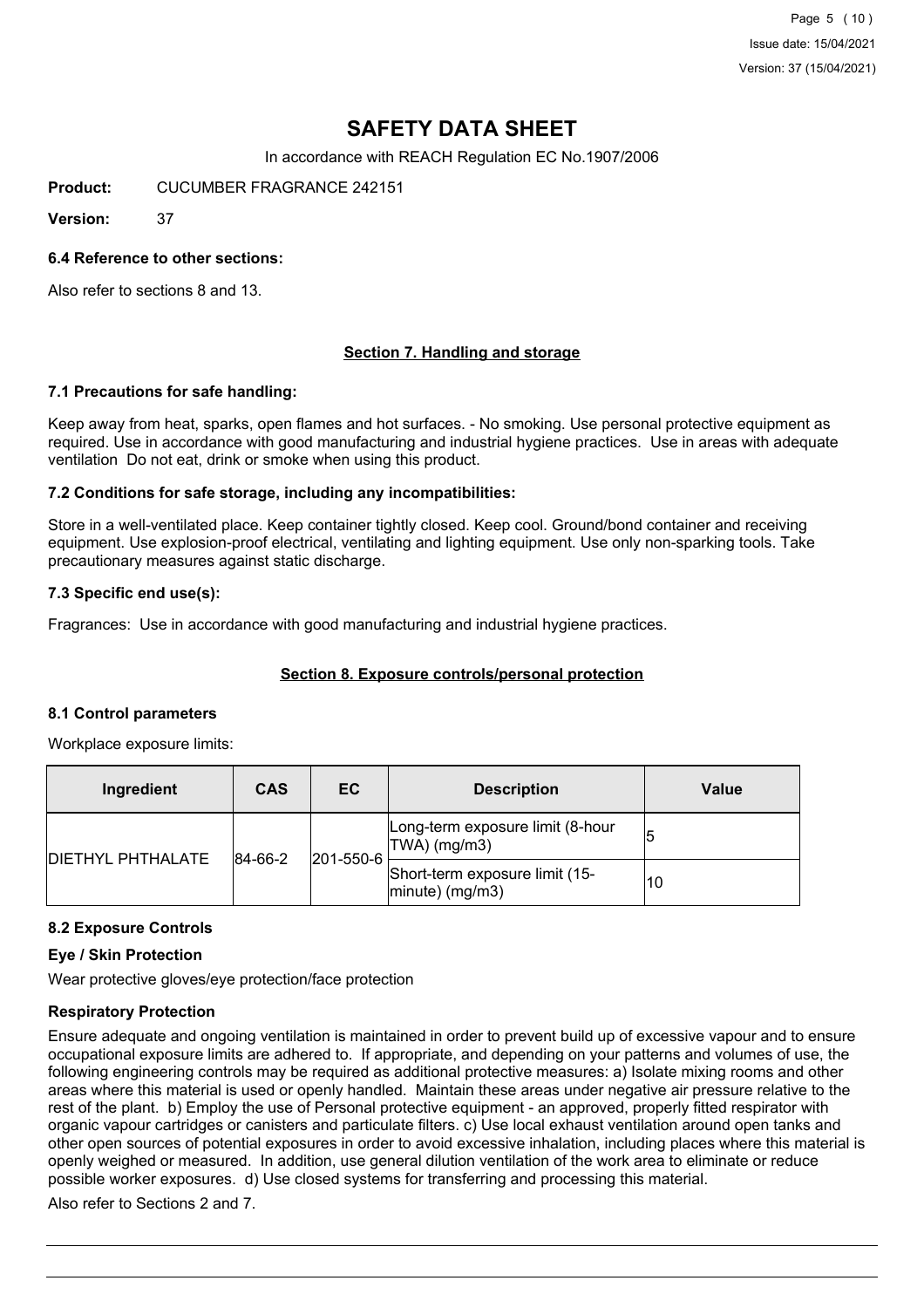# SAFETY DATA SHEET

In accordance with REACH Regulation EC No.1907/2006

**Product:** CUCUMBER FRAGRANCE 242151

**Version:** 37

### 6.4 Reference to other sections:

Also refer to sections 8 and 13.

## Section 7. Handling and storage

### 7.1 Precautions for safe handling:

Keep away from heat, sparks, open flames and hot surfaces. - No smoking. Use personal protective equipment as required. Use in accordance with good manufacturing and industrial hygiene practices. Use in areas with adequate ventilation Do not eat, drink or smoke when using this product.

### 7.2 Conditions for safe storage, including any incompatibilities:

Store in a well-ventilated place. Keep container tightly closed. Keep cool. Ground/bond container and receiving equipment. Use explosion-proof electrical, ventilating and lighting equipment. Use only non-sparking tools. Take precautionary measures against static discharge.

### 7.3 Specific end use(s):

Fragrances: Use in accordance with good manufacturing and industrial hygiene practices.

## Section 8. Exposure controls/personal protection

### 8.1 Control parameters

Workplace exposure limits:

| Ingredient | CAS | EC | Description | Value |
|---|---|---|---|---|
| DIETHYL PHTHALATE | 84-66-2 | 201-550-6 | Long-term exposure limit (8-hour TWA) (mg/m3) | 5 |
| | | | Short-term exposure limit (15-minute) (mg/m3) | 10 |

### 8.2 Exposure Controls

**Eye / Skin Protection**

Wear protective gloves/eye protection/face protection

**Respiratory Protection**

Ensure adequate and ongoing ventilation is maintained in order to prevent build up of excessive vapour and to ensure occupational exposure limits are adhered to. If appropriate, and depending on your patterns and volumes of use, the following engineering controls may be required as additional protective measures: a) Isolate mixing rooms and other areas where this material is used or openly handled. Maintain these areas under negative air pressure relative to the rest of the plant. b) Employ the use of Personal protective equipment - an approved, properly fitted respirator with organic vapour cartridges or canisters and particulate filters. c) Use local exhaust ventilation around open tanks and other open sources of potential exposures in order to avoid excessive inhalation, including places where this material is openly weighed or measured. In addition, use general dilution ventilation of the work area to eliminate or reduce possible worker exposures. d) Use closed systems for transferring and processing this material.

Also refer to Sections 2 and 7.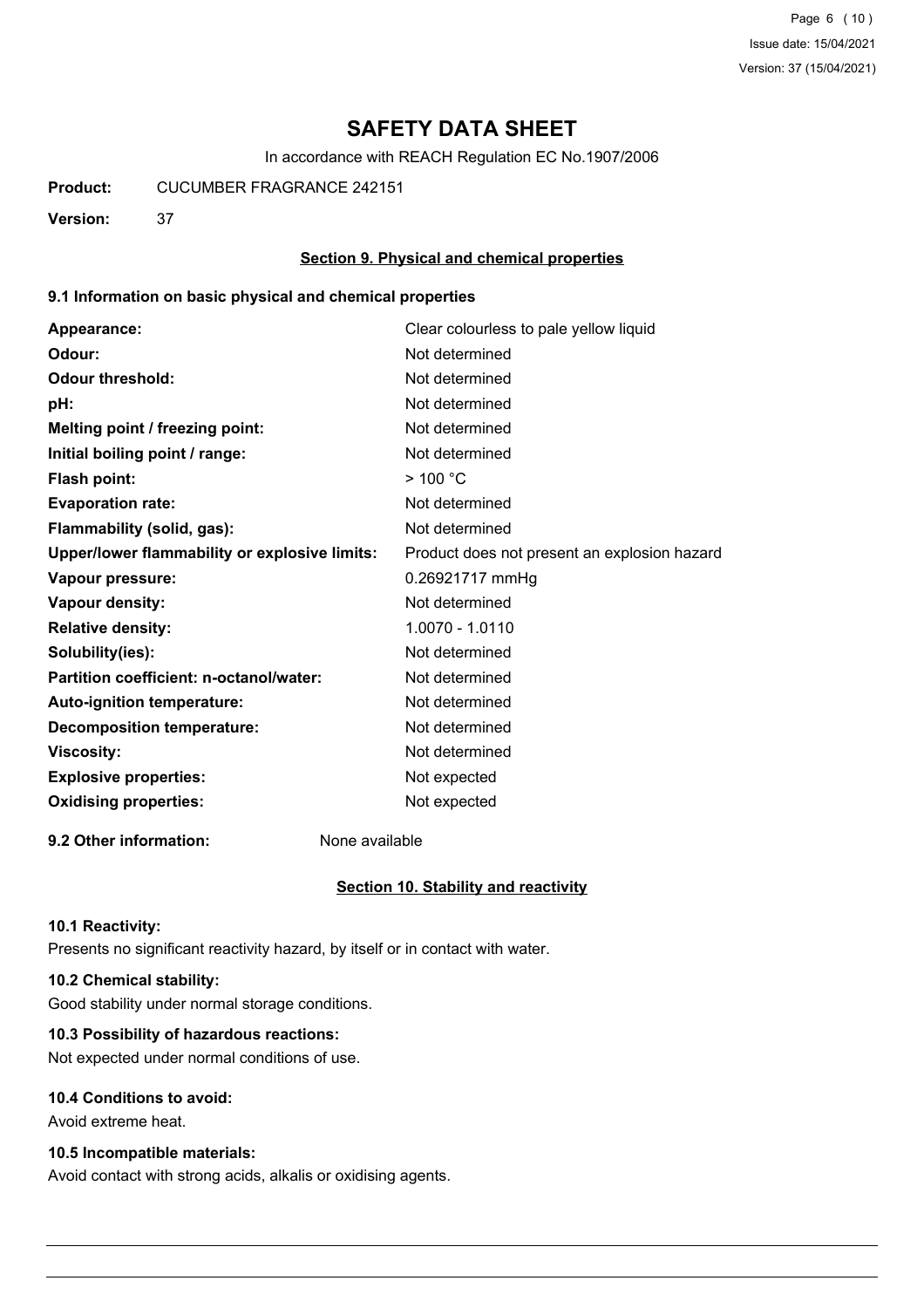# SAFETY DATA SHEET

In accordance with REACH Regulation EC No.1907/2006

**Product:** CUCUMBER FRAGRANCE 242151

**Version:** 37

## Section 9. Physical and chemical properties

### 9.1 Information on basic physical and chemical properties

| | |
|---|---|
| **Appearance:** | Clear colourless to pale yellow liquid |
| **Odour:** | Not determined |
| **Odour threshold:** | Not determined |
| **pH:** | Not determined |
| **Melting point / freezing point:** | Not determined |
| **Initial boiling point / range:** | Not determined |
| **Flash point:** | > 100 °C |
| **Evaporation rate:** | Not determined |
| **Flammability (solid, gas):** | Not determined |
| **Upper/lower flammability or explosive limits:** | Product does not present an explosion hazard |
| **Vapour pressure:** | 0.26921717 mmHg |
| **Vapour density:** | Not determined |
| **Relative density:** | 1.0070 - 1.0110 |
| **Solubility(ies):** | Not determined |
| **Partition coefficient: n-octanol/water:** | Not determined |
| **Auto-ignition temperature:** | Not determined |
| **Decomposition temperature:** | Not determined |
| **Viscosity:** | Not determined |
| **Explosive properties:** | Not expected |
| **Oxidising properties:** | Not expected |

**9.2 Other information:** None available

## Section 10. Stability and reactivity

### 10.1 Reactivity:

Presents no significant reactivity hazard, by itself or in contact with water.

### 10.2 Chemical stability:

Good stability under normal storage conditions.

### 10.3 Possibility of hazardous reactions:

Not expected under normal conditions of use.

### 10.4 Conditions to avoid:

Avoid extreme heat.

### 10.5 Incompatible materials:

Avoid contact with strong acids, alkalis or oxidising agents.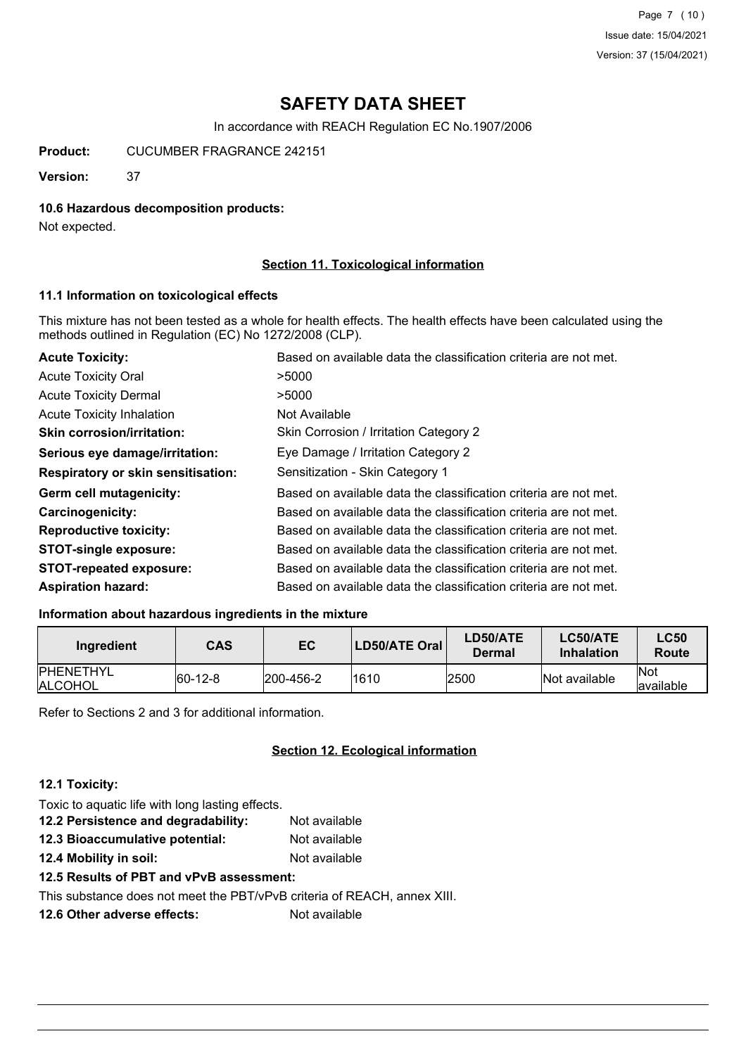# SAFETY DATA SHEET

In accordance with REACH Regulation EC No.1907/2006

**Product:** CUCUMBER FRAGRANCE 242151

**Version:** 37

**10.6 Hazardous decomposition products:**

Not expected.

## Section 11. Toxicological information

### 11.1 Information on toxicological effects

This mixture has not been tested as a whole for health effects. The health effects have been calculated using the methods outlined in Regulation (EC) No 1272/2008 (CLP).

| | |
|---|---|
| **Acute Toxicity:** | Based on available data the classification criteria are not met. |
| Acute Toxicity Oral | >5000 |
| Acute Toxicity Dermal | >5000 |
| Acute Toxicity Inhalation | Not Available |
| **Skin corrosion/irritation:** | Skin Corrosion / Irritation Category 2 |
| **Serious eye damage/irritation:** | Eye Damage / Irritation Category 2 |
| **Respiratory or skin sensitisation:** | Sensitization - Skin Category 1 |
| **Germ cell mutagenicity:** | Based on available data the classification criteria are not met. |
| **Carcinogenicity:** | Based on available data the classification criteria are not met. |
| **Reproductive toxicity:** | Based on available data the classification criteria are not met. |
| **STOT-single exposure:** | Based on available data the classification criteria are not met. |
| **STOT-repeated exposure:** | Based on available data the classification criteria are not met. |
| **Aspiration hazard:** | Based on available data the classification criteria are not met. |

**Information about hazardous ingredients in the mixture**

| Ingredient | CAS | EC | LD50/ATE Oral | LD50/ATE Dermal | LC50/ATE Inhalation | LC50 Route |
|---|---|---|---|---|---|---|
| PHENETHYL ALCOHOL | 60-12-8 | 200-456-2 | 1610 | 2500 | Not available | Not available |

Refer to Sections 2 and 3 for additional information.

## Section 12. Ecological information

**12.1 Toxicity:**

Toxic to aquatic life with long lasting effects.

**12.2 Persistence and degradability:** Not available

**12.3 Bioaccumulative potential:** Not available

**12.4 Mobility in soil:** Not available

**12.5 Results of PBT and vPvB assessment:**

This substance does not meet the PBT/vPvB criteria of REACH, annex XIII.

**12.6 Other adverse effects:** Not available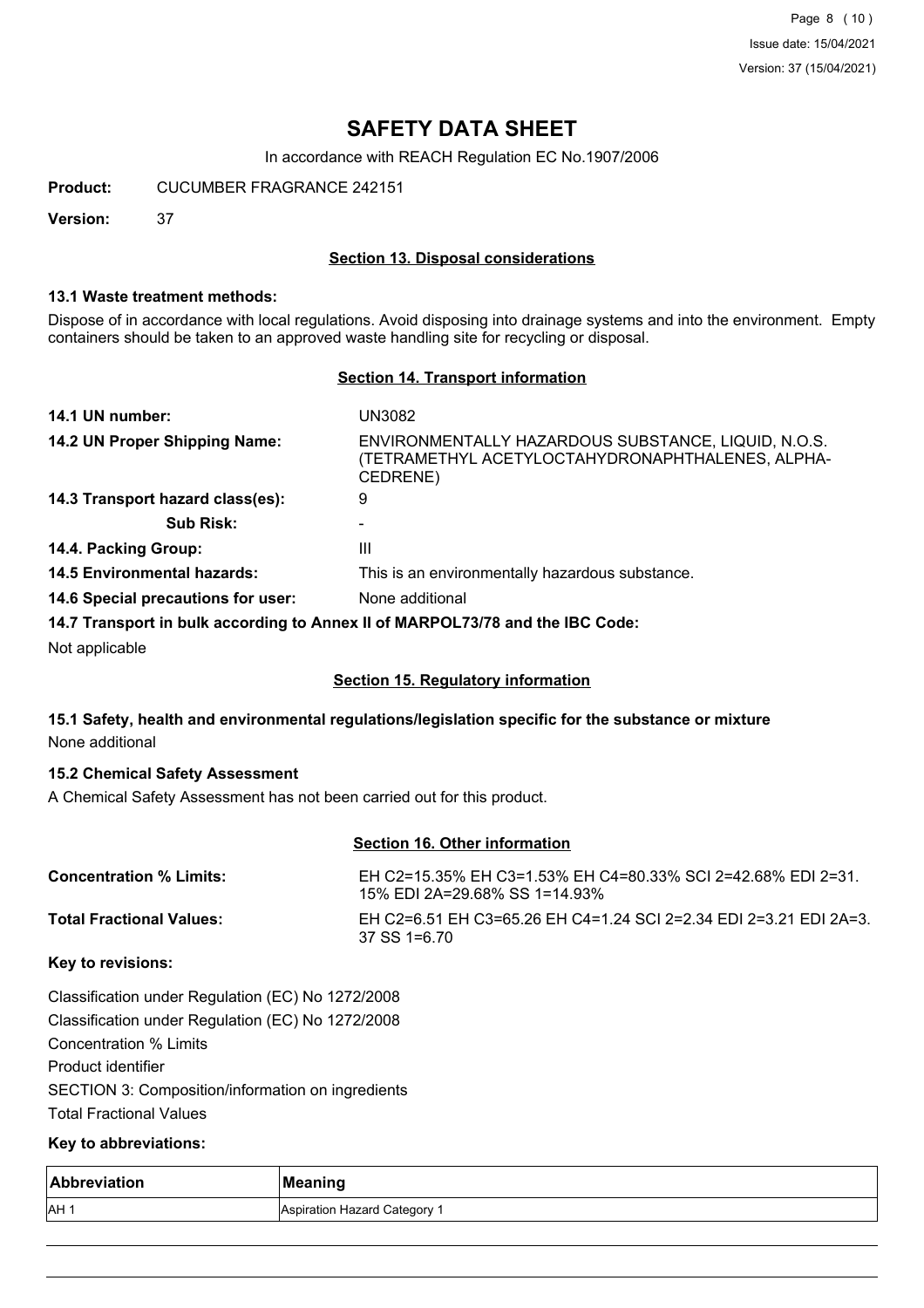# SAFETY DATA SHEET

In accordance with REACH Regulation EC No.1907/2006

**Product:** CUCUMBER FRAGRANCE 242151

**Version:** 37

## Section 13. Disposal considerations

### 13.1 Waste treatment methods:

Dispose of in accordance with local regulations. Avoid disposing into drainage systems and into the environment. Empty containers should be taken to an approved waste handling site for recycling or disposal.

## Section 14. Transport information

**14.1 UN number:** UN3082

**14.2 UN Proper Shipping Name:** ENVIRONMENTALLY HAZARDOUS SUBSTANCE, LIQUID, N.O.S. (TETRAMETHYL ACETYLOCTAHYDRONAPHTHALENES, ALPHA-CEDRENE)

**14.3 Transport hazard class(es):** 9

**Sub Risk:** -

**14.4. Packing Group:** III

**14.5 Environmental hazards:** This is an environmentally hazardous substance.

**14.6 Special precautions for user:** None additional

**14.7 Transport in bulk according to Annex II of MARPOL73/78 and the IBC Code:**

Not applicable

## Section 15. Regulatory information

### 15.1 Safety, health and environmental regulations/legislation specific for the substance or mixture

None additional

### 15.2 Chemical Safety Assessment

A Chemical Safety Assessment has not been carried out for this product.

## Section 16. Other information

**Concentration % Limits:** EH C2=15.35% EH C3=1.53% EH C4=80.33% SCI 2=42.68% EDI 2=31.15% EDI 2A=29.68% SS 1=14.93%

**Total Fractional Values:** EH C2=6.51 EH C3=65.26 EH C4=1.24 SCI 2=2.34 EDI 2=3.21 EDI 2A=3.37 SS 1=6.70

**Key to revisions:**

Classification under Regulation (EC) No 1272/2008

Classification under Regulation (EC) No 1272/2008

Concentration % Limits

Product identifier

SECTION 3: Composition/information on ingredients

Total Fractional Values

**Key to abbreviations:**

| Abbreviation | Meaning |
|---|---|
| AH 1 | Aspiration Hazard Category 1 |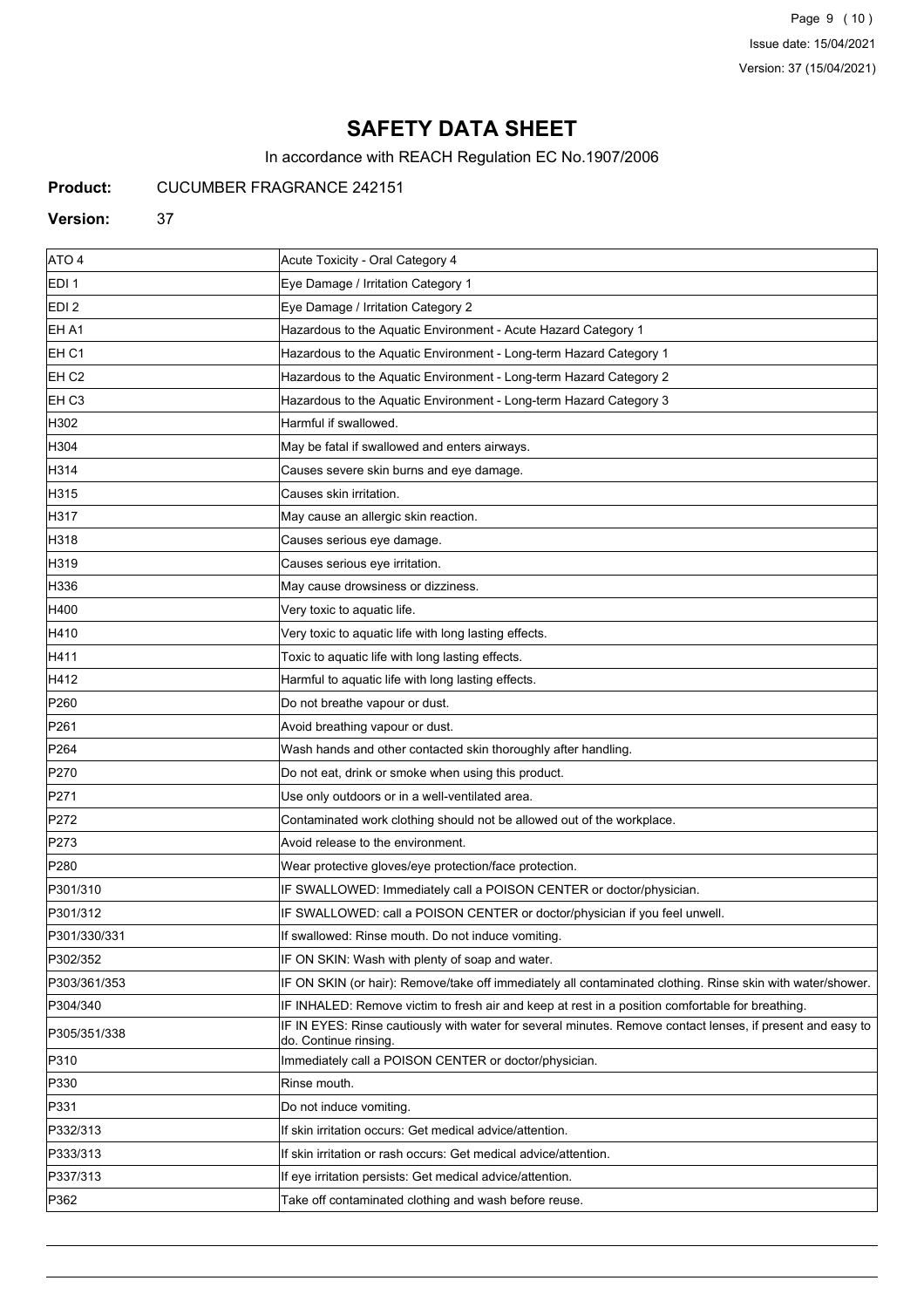# SAFETY DATA SHEET

In accordance with REACH Regulation EC No.1907/2006

**Product:** CUCUMBER FRAGRANCE 242151

**Version:** 37

| | |
|---|---|
| ATO 4 | Acute Toxicity - Oral Category 4 |
| EDI 1 | Eye Damage / Irritation Category 1 |
| EDI 2 | Eye Damage / Irritation Category 2 |
| EH A1 | Hazardous to the Aquatic Environment - Acute Hazard Category 1 |
| EH C1 | Hazardous to the Aquatic Environment - Long-term Hazard Category 1 |
| EH C2 | Hazardous to the Aquatic Environment - Long-term Hazard Category 2 |
| EH C3 | Hazardous to the Aquatic Environment - Long-term Hazard Category 3 |
| H302 | Harmful if swallowed. |
| H304 | May be fatal if swallowed and enters airways. |
| H314 | Causes severe skin burns and eye damage. |
| H315 | Causes skin irritation. |
| H317 | May cause an allergic skin reaction. |
| H318 | Causes serious eye damage. |
| H319 | Causes serious eye irritation. |
| H336 | May cause drowsiness or dizziness. |
| H400 | Very toxic to aquatic life. |
| H410 | Very toxic to aquatic life with long lasting effects. |
| H411 | Toxic to aquatic life with long lasting effects. |
| H412 | Harmful to aquatic life with long lasting effects. |
| P260 | Do not breathe vapour or dust. |
| P261 | Avoid breathing vapour or dust. |
| P264 | Wash hands and other contacted skin thoroughly after handling. |
| P270 | Do not eat, drink or smoke when using this product. |
| P271 | Use only outdoors or in a well-ventilated area. |
| P272 | Contaminated work clothing should not be allowed out of the workplace. |
| P273 | Avoid release to the environment. |
| P280 | Wear protective gloves/eye protection/face protection. |
| P301/310 | IF SWALLOWED: Immediately call a POISON CENTER or doctor/physician. |
| P301/312 | IF SWALLOWED: call a POISON CENTER or doctor/physician if you feel unwell. |
| P301/330/331 | If swallowed: Rinse mouth. Do not induce vomiting. |
| P302/352 | IF ON SKIN: Wash with plenty of soap and water. |
| P303/361/353 | IF ON SKIN (or hair): Remove/take off immediately all contaminated clothing. Rinse skin with water/shower. |
| P304/340 | IF INHALED: Remove victim to fresh air and keep at rest in a position comfortable for breathing. |
| P305/351/338 | IF IN EYES: Rinse cautiously with water for several minutes. Remove contact lenses, if present and easy to do. Continue rinsing. |
| P310 | Immediately call a POISON CENTER or doctor/physician. |
| P330 | Rinse mouth. |
| P331 | Do not induce vomiting. |
| P332/313 | If skin irritation occurs: Get medical advice/attention. |
| P333/313 | If skin irritation or rash occurs: Get medical advice/attention. |
| P337/313 | If eye irritation persists: Get medical advice/attention. |
| P362 | Take off contaminated clothing and wash before reuse. |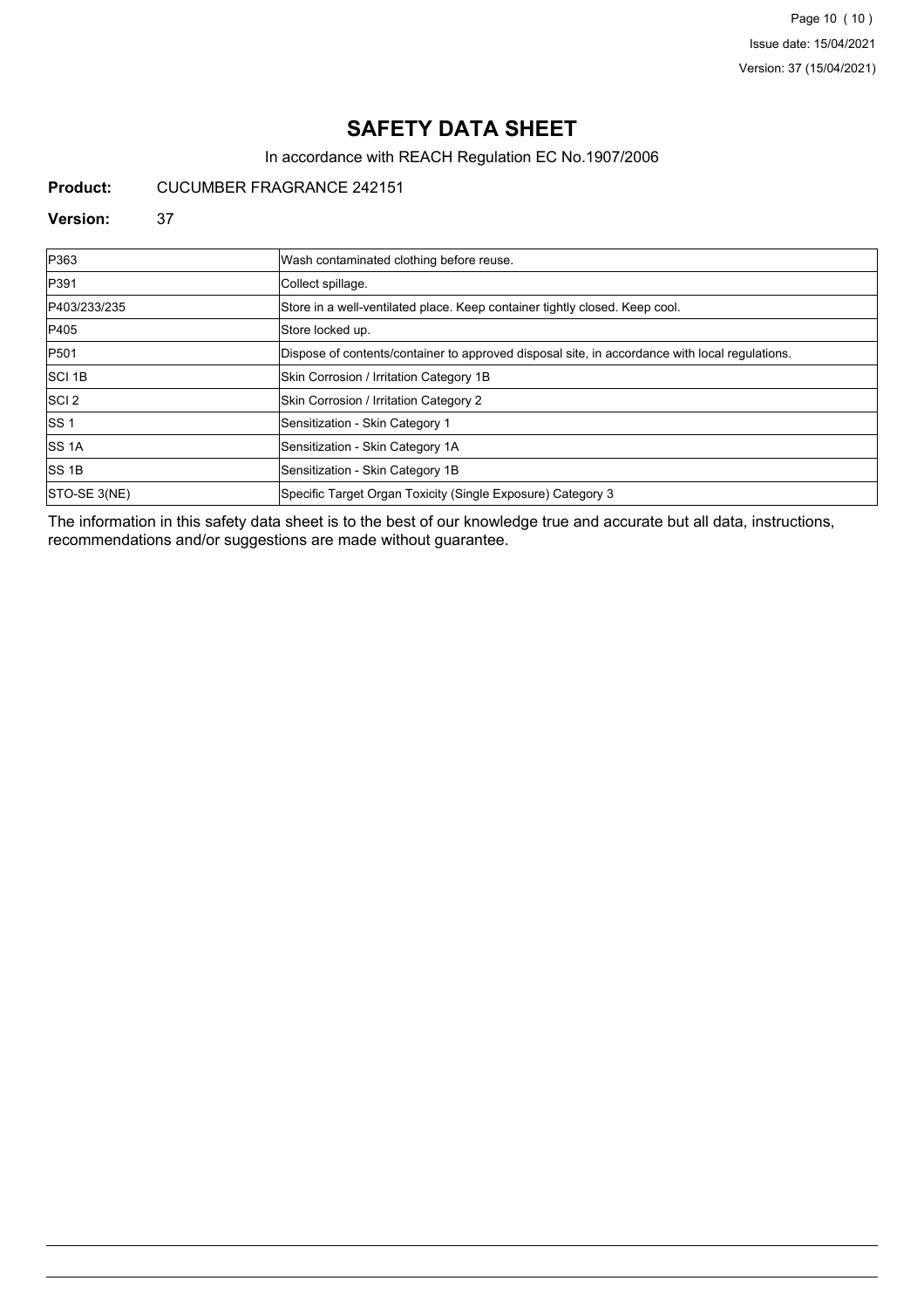# SAFETY DATA SHEET

In accordance with REACH Regulation EC No.1907/2006

**Product:** CUCUMBER FRAGRANCE 242151

**Version:** 37

| | |
|---|---|
| P363 | Wash contaminated clothing before reuse. |
| P391 | Collect spillage. |
| P403/233/235 | Store in a well-ventilated place. Keep container tightly closed. Keep cool. |
| P405 | Store locked up. |
| P501 | Dispose of contents/container to approved disposal site, in accordance with local regulations. |
| SCI 1B | Skin Corrosion / Irritation Category 1B |
| SCI 2 | Skin Corrosion / Irritation Category 2 |
| SS 1 | Sensitization - Skin Category 1 |
| SS 1A | Sensitization - Skin Category 1A |
| SS 1B | Sensitization - Skin Category 1B |
| STO-SE 3(NE) | Specific Target Organ Toxicity (Single Exposure) Category 3 |

The information in this safety data sheet is to the best of our knowledge true and accurate but all data, instructions, recommendations and/or suggestions are made without guarantee.